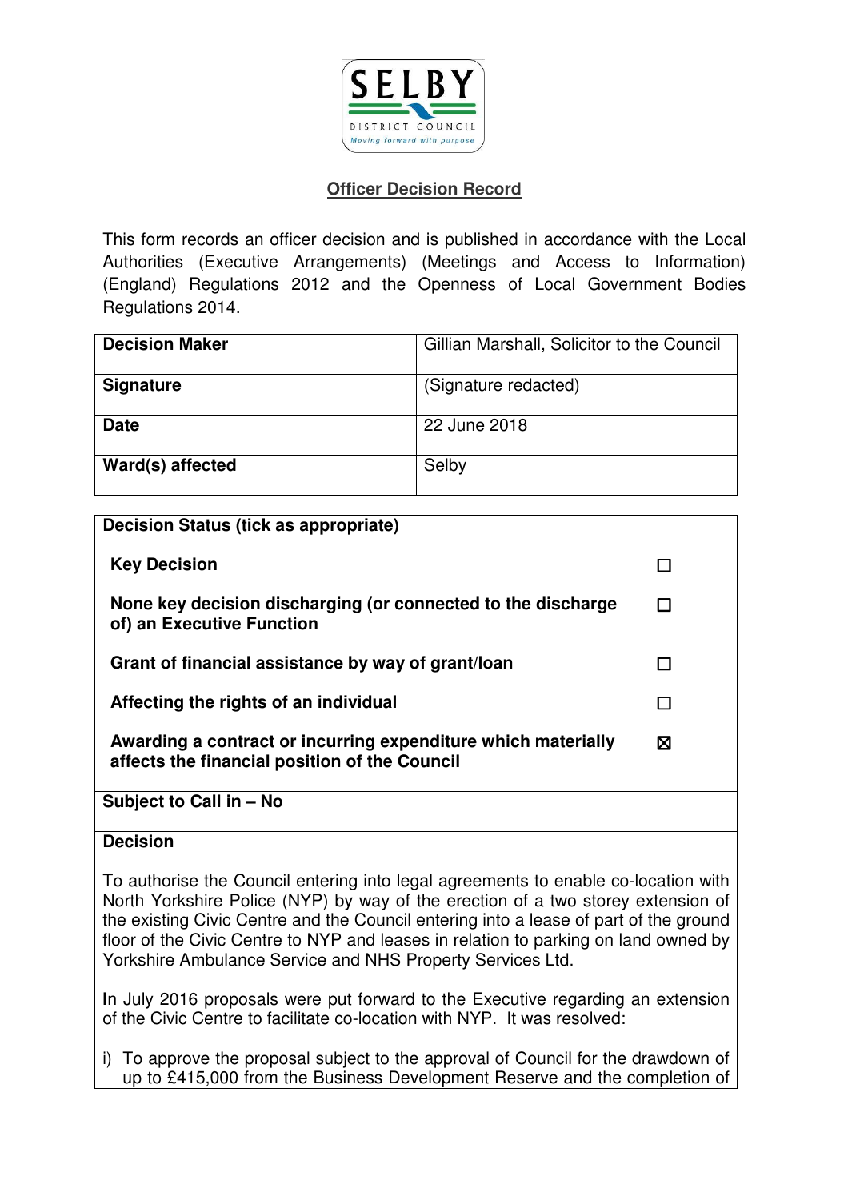SELBY DISTRICT COUNCIL
*Moving forward with purpose*

## Officer Decision Record

This form records an officer decision and is published in accordance with the Local Authorities (Executive Arrangements) (Meetings and Access to Information) (England) Regulations 2012 and the Openness of Local Government Bodies Regulations 2014.

| **Decision Maker** | Gillian Marshall, Solicitor to the Council |
|---|---|
| **Signature** | (Signature redacted) |
| **Date** | 22 June 2018 |
| **Ward(s) affected** | Selby |

| **Decision Status (tick as appropriate)** | |
|---|---|
| **Key Decision** | ☐ |
| **None key decision discharging (or connected to the discharge of) an Executive Function** | ☐ |
| **Grant of financial assistance by way of grant/loan** | ☐ |
| **Affecting the rights of an individual** | ☐ |
| **Awarding a contract or incurring expenditure which materially affects the financial position of the Council** | ☒ |

**Subject to Call in – No**

**Decision**

To authorise the Council entering into legal agreements to enable co-location with North Yorkshire Police (NYP) by way of the erection of a two storey extension of the existing Civic Centre and the Council entering into a lease of part of the ground floor of the Civic Centre to NYP and leases in relation to parking on land owned by Yorkshire Ambulance Service and NHS Property Services Ltd.

In July 2016 proposals were put forward to the Executive regarding an extension of the Civic Centre to facilitate co-location with NYP. It was resolved:

i) To approve the proposal subject to the approval of Council for the drawdown of up to £415,000 from the Business Development Reserve and the completion of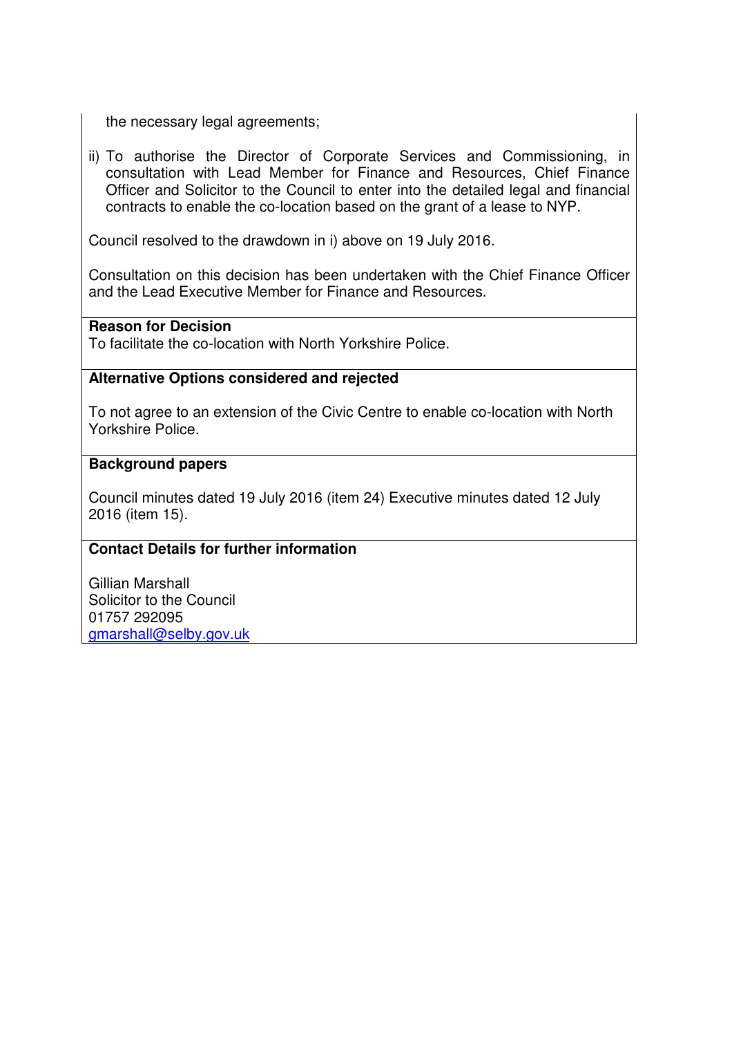the necessary legal agreements;

ii) To authorise the Director of Corporate Services and Commissioning, in consultation with Lead Member for Finance and Resources, Chief Finance Officer and Solicitor to the Council to enter into the detailed legal and financial contracts to enable the co-location based on the grant of a lease to NYP.

Council resolved to the drawdown in i) above on 19 July 2016.

Consultation on this decision has been undertaken with the Chief Finance Officer and the Lead Executive Member for Finance and Resources.

**Reason for Decision**

To facilitate the co-location with North Yorkshire Police.

**Alternative Options considered and rejected**

To not agree to an extension of the Civic Centre to enable co-location with North Yorkshire Police.

**Background papers**

Council minutes dated 19 July 2016 (item 24) Executive minutes dated 12 July 2016 (item 15).

**Contact Details for further information**

Gillian Marshall
Solicitor to the Council
01757 292095
gmarshall@selby.gov.uk